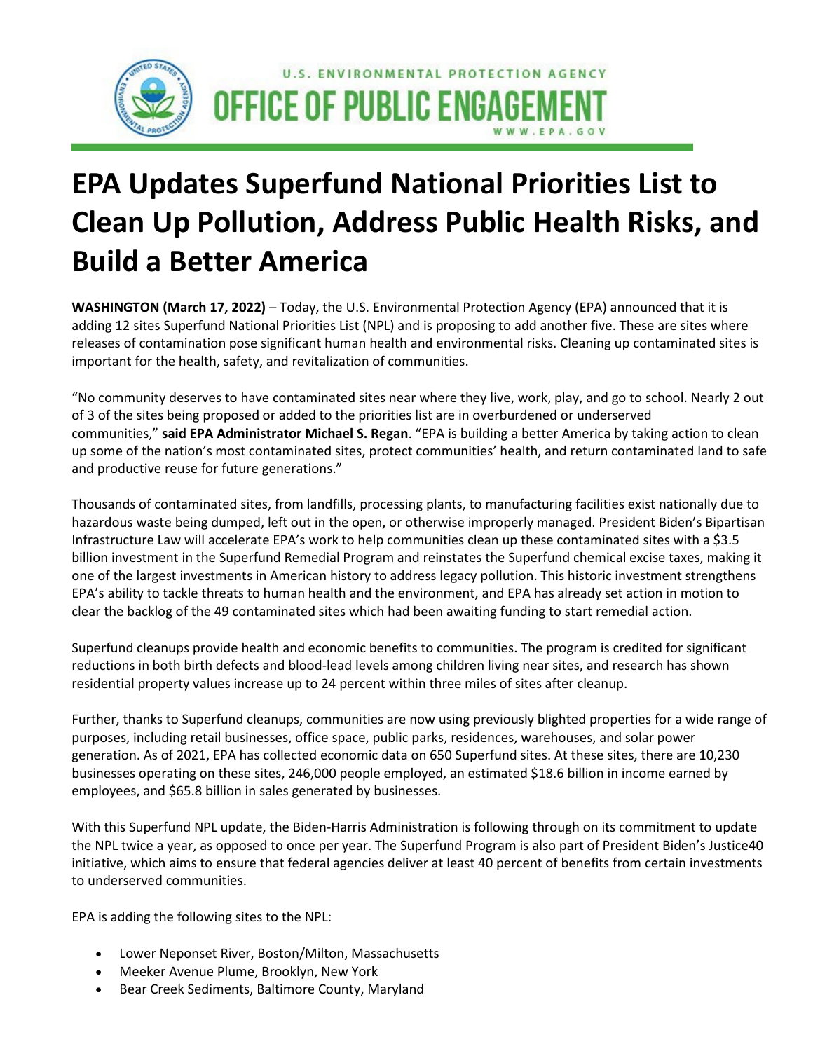U.S. ENVIRONMENTAL PROTECTION AGENCY

OFFICE OF PUBLIC ENGAGEMENT

WWW.EPA.GOV

# EPA Updates Superfund National Priorities List to Clean Up Pollution, Address Public Health Risks, and Build a Better America

**WASHINGTON (March 17, 2022)** – Today, the U.S. Environmental Protection Agency (EPA) announced that it is adding 12 sites Superfund National Priorities List (NPL) and is proposing to add another five. These are sites where releases of contamination pose significant human health and environmental risks. Cleaning up contaminated sites is important for the health, safety, and revitalization of communities.

"No community deserves to have contaminated sites near where they live, work, play, and go to school. Nearly 2 out of 3 of the sites being proposed or added to the priorities list are in overburdened or underserved communities," **said EPA Administrator Michael S. Regan**. "EPA is building a better America by taking action to clean up some of the nation's most contaminated sites, protect communities' health, and return contaminated land to safe and productive reuse for future generations."

Thousands of contaminated sites, from landfills, processing plants, to manufacturing facilities exist nationally due to hazardous waste being dumped, left out in the open, or otherwise improperly managed. President Biden's Bipartisan Infrastructure Law will accelerate EPA's work to help communities clean up these contaminated sites with a $3.5 billion investment in the Superfund Remedial Program and reinstates the Superfund chemical excise taxes, making it one of the largest investments in American history to address legacy pollution. This historic investment strengthens EPA's ability to tackle threats to human health and the environment, and EPA has already set action in motion to clear the backlog of the 49 contaminated sites which had been awaiting funding to start remedial action.

Superfund cleanups provide health and economic benefits to communities. The program is credited for significant reductions in both birth defects and blood-lead levels among children living near sites, and research has shown residential property values increase up to 24 percent within three miles of sites after cleanup.

Further, thanks to Superfund cleanups, communities are now using previously blighted properties for a wide range of purposes, including retail businesses, office space, public parks, residences, warehouses, and solar power generation. As of 2021, EPA has collected economic data on 650 Superfund sites. At these sites, there are 10,230 businesses operating on these sites, 246,000 people employed, an estimated $18.6 billion in income earned by employees, and $65.8 billion in sales generated by businesses.

With this Superfund NPL update, the Biden-Harris Administration is following through on its commitment to update the NPL twice a year, as opposed to once per year. The Superfund Program is also part of President Biden's Justice40 initiative, which aims to ensure that federal agencies deliver at least 40 percent of benefits from certain investments to underserved communities.

EPA is adding the following sites to the NPL:

- Lower Neponset River, Boston/Milton, Massachusetts
- Meeker Avenue Plume, Brooklyn, New York
- Bear Creek Sediments, Baltimore County, Maryland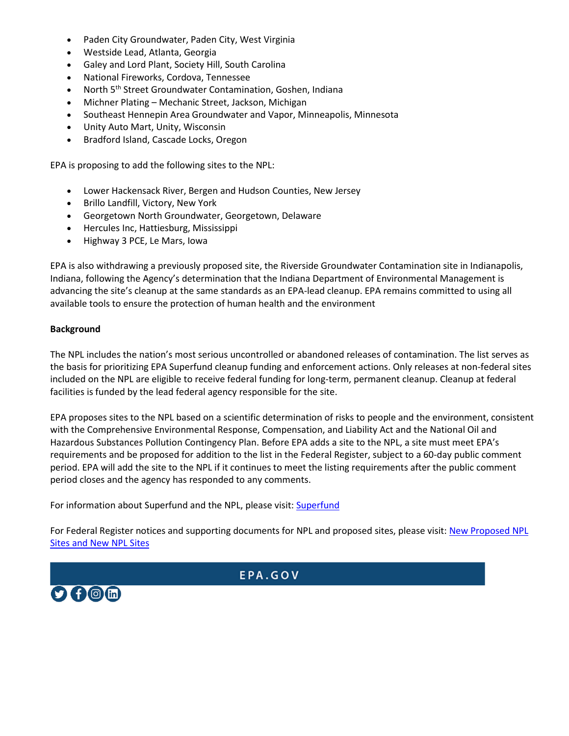- Paden City Groundwater, Paden City, West Virginia
- Westside Lead, Atlanta, Georgia
- Galey and Lord Plant, Society Hill, South Carolina
- National Fireworks, Cordova, Tennessee
- North 5th Street Groundwater Contamination, Goshen, Indiana
- Michner Plating – Mechanic Street, Jackson, Michigan
- Southeast Hennepin Area Groundwater and Vapor, Minneapolis, Minnesota
- Unity Auto Mart, Unity, Wisconsin
- Bradford Island, Cascade Locks, Oregon

EPA is proposing to add the following sites to the NPL:

- Lower Hackensack River, Bergen and Hudson Counties, New Jersey
- Brillo Landfill, Victory, New York
- Georgetown North Groundwater, Georgetown, Delaware
- Hercules Inc, Hattiesburg, Mississippi
- Highway 3 PCE, Le Mars, Iowa

EPA is also withdrawing a previously proposed site, the Riverside Groundwater Contamination site in Indianapolis, Indiana, following the Agency's determination that the Indiana Department of Environmental Management is advancing the site's cleanup at the same standards as an EPA-lead cleanup. EPA remains committed to using all available tools to ensure the protection of human health and the environment

**Background**

The NPL includes the nation's most serious uncontrolled or abandoned releases of contamination. The list serves as the basis for prioritizing EPA Superfund cleanup funding and enforcement actions. Only releases at non-federal sites included on the NPL are eligible to receive federal funding for long-term, permanent cleanup. Cleanup at federal facilities is funded by the lead federal agency responsible for the site.

EPA proposes sites to the NPL based on a scientific determination of risks to people and the environment, consistent with the Comprehensive Environmental Response, Compensation, and Liability Act and the National Oil and Hazardous Substances Pollution Contingency Plan. Before EPA adds a site to the NPL, a site must meet EPA's requirements and be proposed for addition to the list in the Federal Register, subject to a 60-day public comment period. EPA will add the site to the NPL if it continues to meet the listing requirements after the public comment period closes and the agency has responded to any comments.

For information about Superfund and the NPL, please visit: Superfund

For Federal Register notices and supporting documents for NPL and proposed sites, please visit: New Proposed NPL Sites and New NPL Sites

EPA.GOV